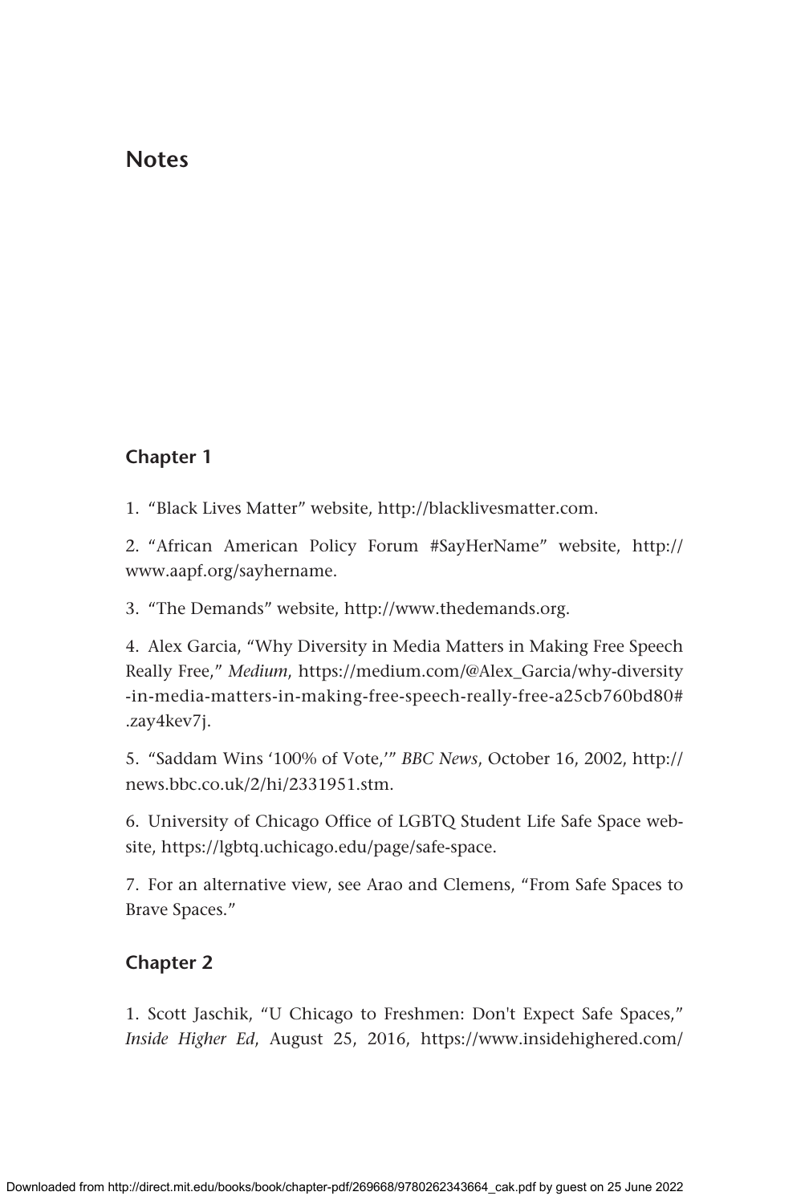# Notes

## Chapter 1

1. "Black Lives Matter" website, http://blacklivesmatter.com.

2. "African American Policy Forum #SayHerName" website, http://www.aapf.org/sayhername.

3. "The Demands" website, http://www.thedemands.org.

4. Alex Garcia, "Why Diversity in Media Matters in Making Free Speech Really Free," *Medium*, https://medium.com/@Alex_Garcia/why-diversity-in-media-matters-in-making-free-speech-really-free-a25cb760bd80#.zay4kev7j.

5. "Saddam Wins '100% of Vote,'" *BBC News*, October 16, 2002, http://news.bbc.co.uk/2/hi/2331951.stm.

6. University of Chicago Office of LGBTQ Student Life Safe Space website, https://lgbtq.uchicago.edu/page/safe-space.

7. For an alternative view, see Arao and Clemens, "From Safe Spaces to Brave Spaces."

## Chapter 2

1. Scott Jaschik, "U Chicago to Freshmen: Don't Expect Safe Spaces," *Inside Higher Ed*, August 25, 2016, https://www.insidehighered.com/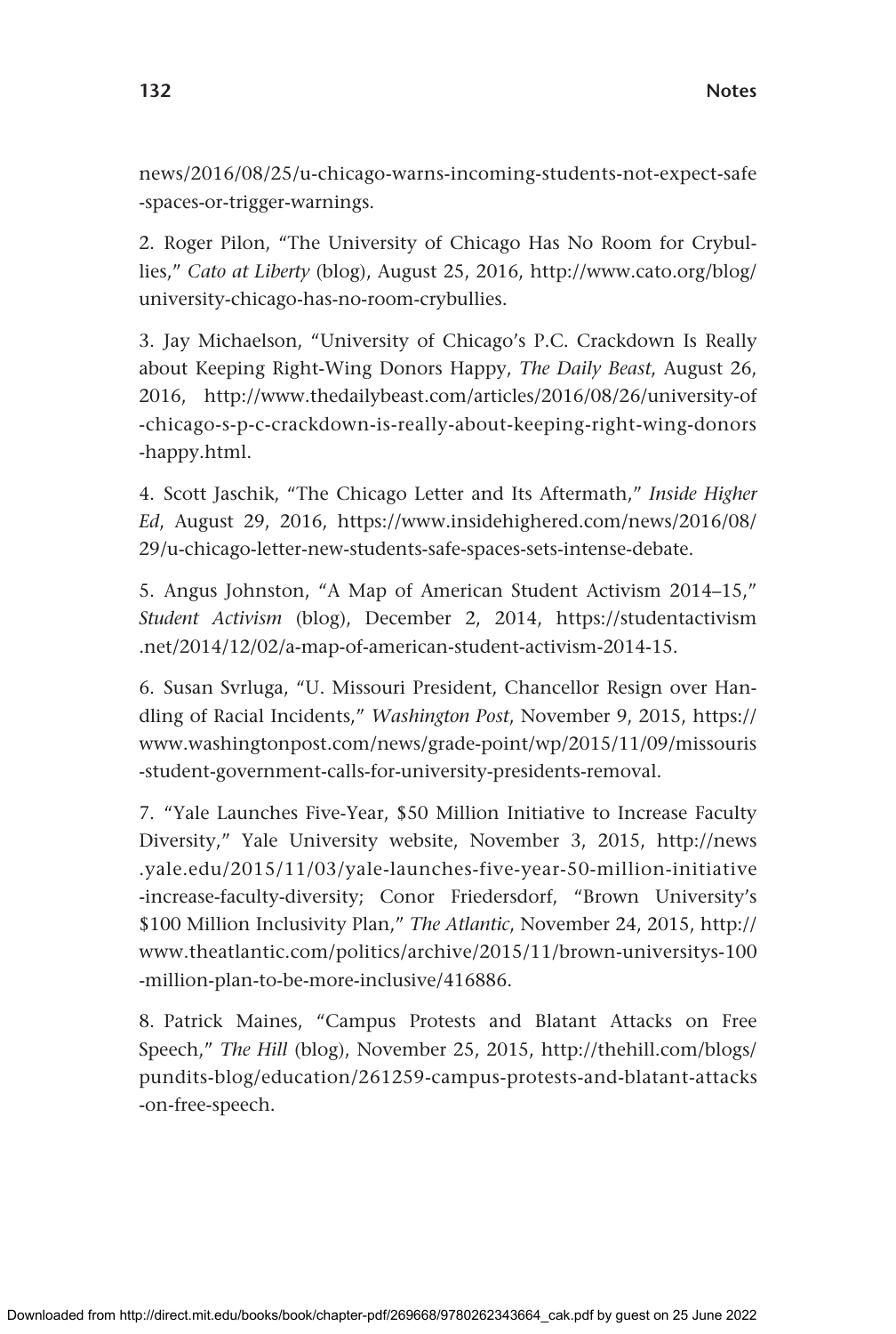news/2016/08/25/u-chicago-warns-incoming-students-not-expect-safe-spaces-or-trigger-warnings.

2. Roger Pilon, "The University of Chicago Has No Room for Crybullies," *Cato at Liberty* (blog), August 25, 2016, http://www.cato.org/blog/university-chicago-has-no-room-crybullies.

3. Jay Michaelson, "University of Chicago's P.C. Crackdown Is Really about Keeping Right-Wing Donors Happy, *The Daily Beast*, August 26, 2016, http://www.thedailybeast.com/articles/2016/08/26/university-of-chicago-s-p-c-crackdown-is-really-about-keeping-right-wing-donors-happy.html.

4. Scott Jaschik, "The Chicago Letter and Its Aftermath," *Inside Higher Ed*, August 29, 2016, https://www.insidehighered.com/news/2016/08/29/u-chicago-letter-new-students-safe-spaces-sets-intense-debate.

5. Angus Johnston, "A Map of American Student Activism 2014–15," *Student Activism* (blog), December 2, 2014, https://studentactivism.net/2014/12/02/a-map-of-american-student-activism-2014-15.

6. Susan Svrluga, "U. Missouri President, Chancellor Resign over Handling of Racial Incidents," *Washington Post*, November 9, 2015, https://www.washingtonpost.com/news/grade-point/wp/2015/11/09/missouris-student-government-calls-for-university-presidents-removal.

7. "Yale Launches Five-Year, $50 Million Initiative to Increase Faculty Diversity," Yale University website, November 3, 2015, http://news.yale.edu/2015/11/03/yale-launches-five-year-50-million-initiative-increase-faculty-diversity; Conor Friedersdorf, "Brown University's $100 Million Inclusivity Plan," *The Atlantic*, November 24, 2015, http://www.theatlantic.com/politics/archive/2015/11/brown-universitys-100-million-plan-to-be-more-inclusive/416886.

8. Patrick Maines, "Campus Protests and Blatant Attacks on Free Speech," *The Hill* (blog), November 25, 2015, http://thehill.com/blogs/pundits-blog/education/261259-campus-protests-and-blatant-attacks-on-free-speech.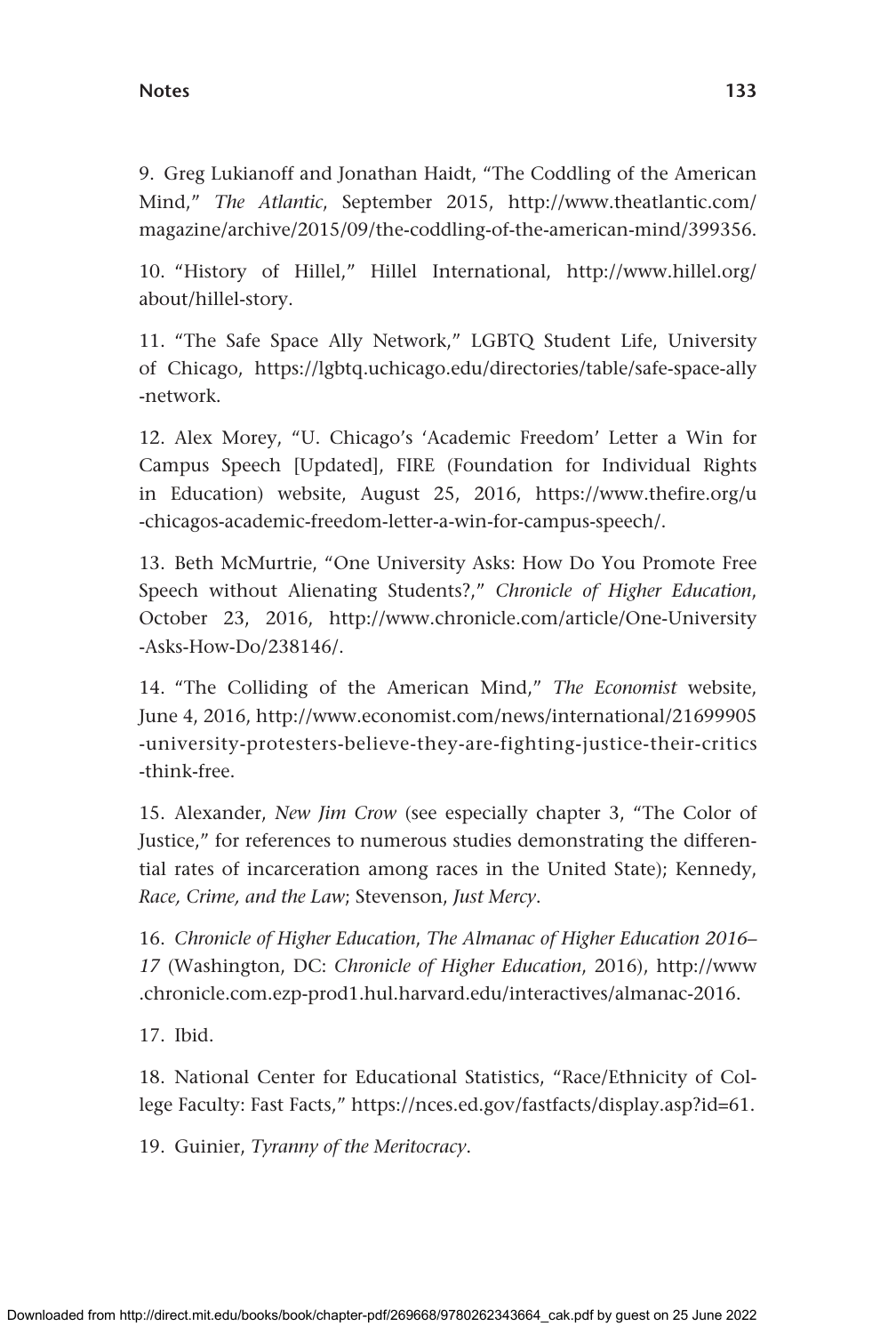9. Greg Lukianoff and Jonathan Haidt, "The Coddling of the American Mind," *The Atlantic*, September 2015, http://www.theatlantic.com/magazine/archive/2015/09/the-coddling-of-the-american-mind/399356.

10. "History of Hillel," Hillel International, http://www.hillel.org/about/hillel-story.

11. "The Safe Space Ally Network," LGBTQ Student Life, University of Chicago, https://lgbtq.uchicago.edu/directories/table/safe-space-ally-network.

12. Alex Morey, "U. Chicago's 'Academic Freedom' Letter a Win for Campus Speech [Updated], FIRE (Foundation for Individual Rights in Education) website, August 25, 2016, https://www.thefire.org/u-chicagos-academic-freedom-letter-a-win-for-campus-speech/.

13. Beth McMurtrie, "One University Asks: How Do You Promote Free Speech without Alienating Students?," *Chronicle of Higher Education*, October 23, 2016, http://www.chronicle.com/article/One-University-Asks-How-Do/238146/.

14. "The Colliding of the American Mind," *The Economist* website, June 4, 2016, http://www.economist.com/news/international/21699905-university-protesters-believe-they-are-fighting-justice-their-critics-think-free.

15. Alexander, *New Jim Crow* (see especially chapter 3, "The Color of Justice," for references to numerous studies demonstrating the differential rates of incarceration among races in the United State); Kennedy, *Race, Crime, and the Law*; Stevenson, *Just Mercy*.

16. *Chronicle of Higher Education*, *The Almanac of Higher Education 2016–17* (Washington, DC: *Chronicle of Higher Education*, 2016), http://www.chronicle.com.ezp-prod1.hul.harvard.edu/interactives/almanac-2016.

17. Ibid.

18. National Center for Educational Statistics, "Race/Ethnicity of College Faculty: Fast Facts," https://nces.ed.gov/fastfacts/display.asp?id=61.

19. Guinier, *Tyranny of the Meritocracy*.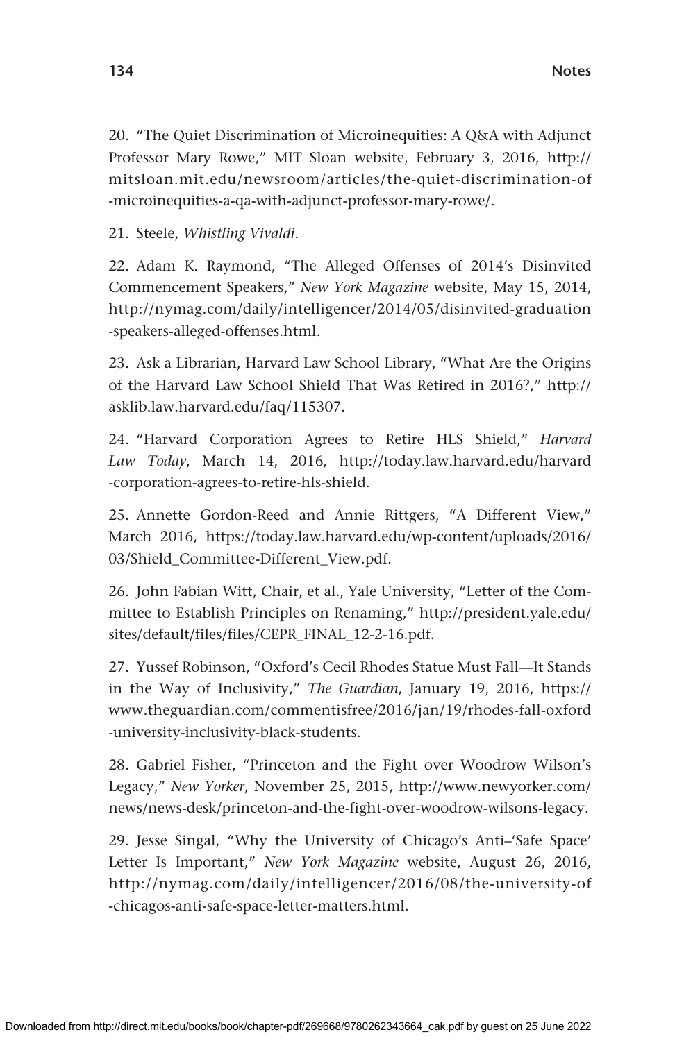20. "The Quiet Discrimination of Microinequities: A Q&A with Adjunct Professor Mary Rowe," MIT Sloan website, February 3, 2016, http://mitsloan.mit.edu/newsroom/articles/the-quiet-discrimination-of-microinequities-a-qa-with-adjunct-professor-mary-rowe/.

21. Steele, *Whistling Vivaldi*.

22. Adam K. Raymond, "The Alleged Offenses of 2014's Disinvited Commencement Speakers," *New York Magazine* website, May 15, 2014, http://nymag.com/daily/intelligencer/2014/05/disinvited-graduation-speakers-alleged-offenses.html.

23. Ask a Librarian, Harvard Law School Library, "What Are the Origins of the Harvard Law School Shield That Was Retired in 2016?," http://asklib.law.harvard.edu/faq/115307.

24. "Harvard Corporation Agrees to Retire HLS Shield," *Harvard Law Today*, March 14, 2016, http://today.law.harvard.edu/harvard-corporation-agrees-to-retire-hls-shield.

25. Annette Gordon-Reed and Annie Rittgers, "A Different View," March 2016, https://today.law.harvard.edu/wp-content/uploads/2016/03/Shield_Committee-Different_View.pdf.

26. John Fabian Witt, Chair, et al., Yale University, "Letter of the Committee to Establish Principles on Renaming," http://president.yale.edu/sites/default/files/files/CEPR_FINAL_12-2-16.pdf.

27. Yussef Robinson, "Oxford's Cecil Rhodes Statue Must Fall—It Stands in the Way of Inclusivity," *The Guardian*, January 19, 2016, https://www.theguardian.com/commentisfree/2016/jan/19/rhodes-fall-oxford-university-inclusivity-black-students.

28. Gabriel Fisher, "Princeton and the Fight over Woodrow Wilson's Legacy," *New Yorker*, November 25, 2015, http://www.newyorker.com/news/news-desk/princeton-and-the-fight-over-woodrow-wilsons-legacy.

29. Jesse Singal, "Why the University of Chicago's Anti–'Safe Space' Letter Is Important," *New York Magazine* website, August 26, 2016, http://nymag.com/daily/intelligencer/2016/08/the-university-of-chicagos-anti-safe-space-letter-matters.html.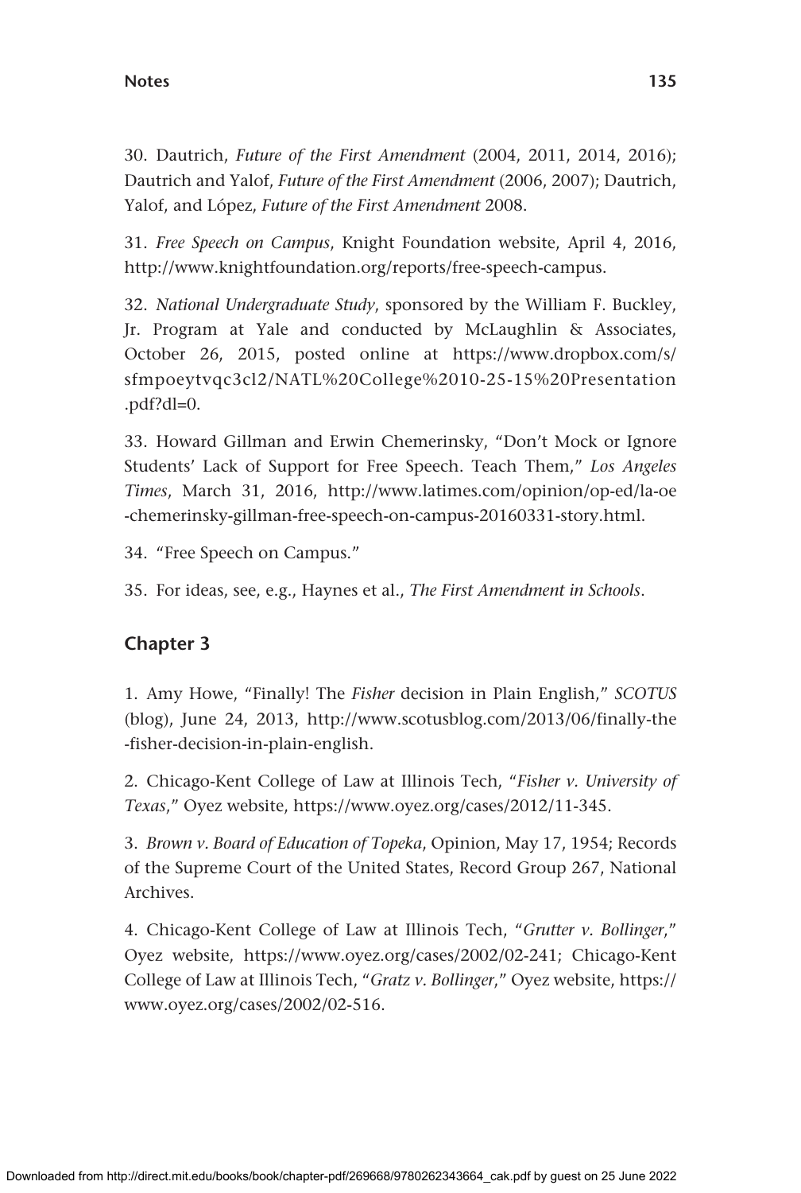30. Dautrich, *Future of the First Amendment* (2004, 2011, 2014, 2016); Dautrich and Yalof, *Future of the First Amendment* (2006, 2007); Dautrich, Yalof, and López, *Future of the First Amendment* 2008.

31. *Free Speech on Campus*, Knight Foundation website, April 4, 2016, http://www.knightfoundation.org/reports/free-speech-campus.

32. *National Undergraduate Study*, sponsored by the William F. Buckley, Jr. Program at Yale and conducted by McLaughlin & Associates, October 26, 2015, posted online at https://www.dropbox.com/s/sfmpoeytvqc3cl2/NATL%20College%2010-25-15%20Presentation.pdf?dl=0.

33. Howard Gillman and Erwin Chemerinsky, "Don't Mock or Ignore Students' Lack of Support for Free Speech. Teach Them," *Los Angeles Times*, March 31, 2016, http://www.latimes.com/opinion/op-ed/la-oe-chemerinsky-gillman-free-speech-on-campus-20160331-story.html.

34. "Free Speech on Campus."

35. For ideas, see, e.g., Haynes et al., *The First Amendment in Schools*.

## Chapter 3

1. Amy Howe, "Finally! The *Fisher* decision in Plain English," *SCOTUS* (blog), June 24, 2013, http://www.scotusblog.com/2013/06/finally-the-fisher-decision-in-plain-english.

2. Chicago-Kent College of Law at Illinois Tech, "*Fisher v. University of Texas*," Oyez website, https://www.oyez.org/cases/2012/11-345.

3. *Brown v. Board of Education of Topeka*, Opinion, May 17, 1954; Records of the Supreme Court of the United States, Record Group 267, National Archives.

4. Chicago-Kent College of Law at Illinois Tech, "*Grutter v. Bollinger*," Oyez website, https://www.oyez.org/cases/2002/02-241; Chicago-Kent College of Law at Illinois Tech, "*Gratz v. Bollinger*," Oyez website, https://www.oyez.org/cases/2002/02-516.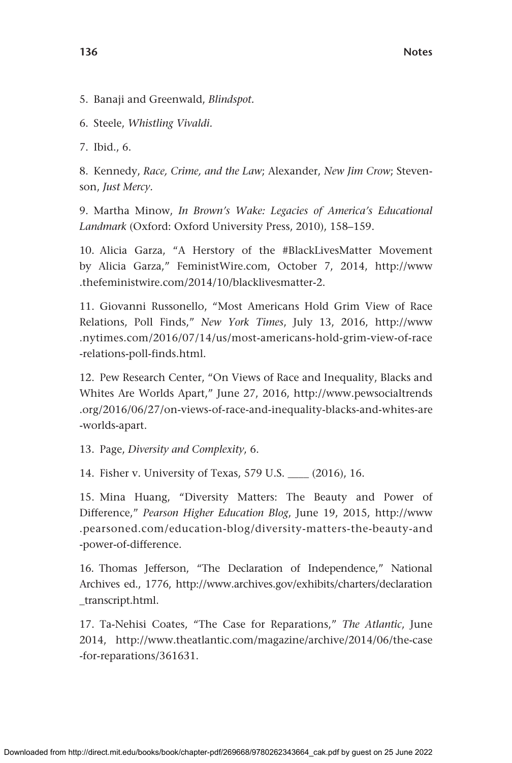5. Banaji and Greenwald, *Blindspot.*

6. Steele, *Whistling Vivaldi.*

7. Ibid., 6.

8. Kennedy, *Race, Crime, and the Law*; Alexander, *New Jim Crow*; Stevenson, *Just Mercy*.

9. Martha Minow, *In Brown's Wake: Legacies of America's Educational Landmark* (Oxford: Oxford University Press, 2010), 158–159.

10. Alicia Garza, "A Herstory of the #BlackLivesMatter Movement by Alicia Garza," FeministWire.com, October 7, 2014, http://www.thefeministwire.com/2014/10/blacklivesmatter-2.

11. Giovanni Russonello, "Most Americans Hold Grim View of Race Relations, Poll Finds," *New York Times*, July 13, 2016, http://www.nytimes.com/2016/07/14/us/most-americans-hold-grim-view-of-race-relations-poll-finds.html.

12. Pew Research Center, "On Views of Race and Inequality, Blacks and Whites Are Worlds Apart," June 27, 2016, http://www.pewsocialtrends.org/2016/06/27/on-views-of-race-and-inequality-blacks-and-whites-are-worlds-apart.

13. Page, *Diversity and Complexity*, 6.

14. Fisher v. University of Texas, 579 U.S. ____ (2016), 16.

15. Mina Huang, "Diversity Matters: The Beauty and Power of Difference," *Pearson Higher Education Blog*, June 19, 2015, http://www.pearsoned.com/education-blog/diversity-matters-the-beauty-and-power-of-difference.

16. Thomas Jefferson, "The Declaration of Independence," National Archives ed., 1776, http://www.archives.gov/exhibits/charters/declaration_transcript.html.

17. Ta-Nehisi Coates, "The Case for Reparations," *The Atlantic*, June 2014, http://www.theatlantic.com/magazine/archive/2014/06/the-case-for-reparations/361631.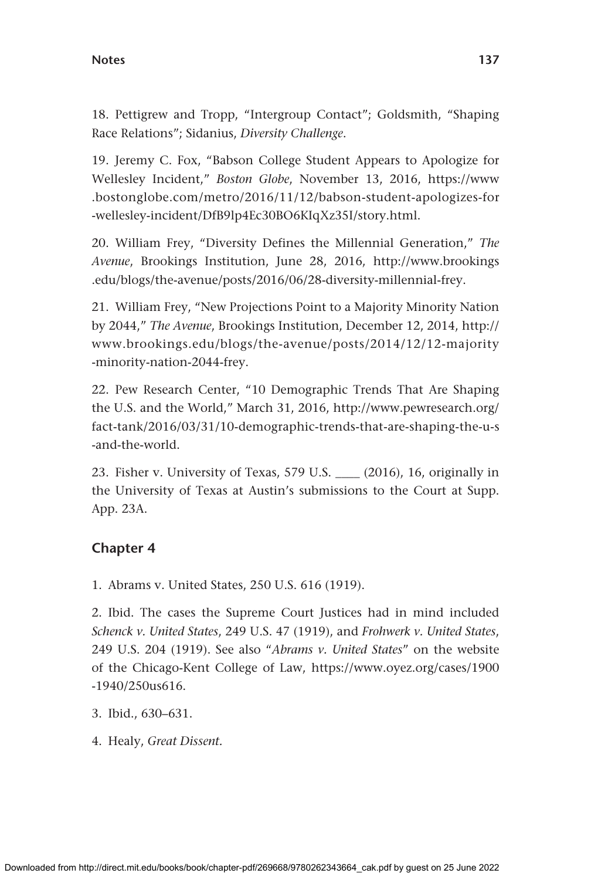18. Pettigrew and Tropp, "Intergroup Contact"; Goldsmith, "Shaping Race Relations"; Sidanius, *Diversity Challenge*.

19. Jeremy C. Fox, "Babson College Student Appears to Apologize for Wellesley Incident," *Boston Globe*, November 13, 2016, https://www.bostonglobe.com/metro/2016/11/12/babson-student-apologizes-for-wellesley-incident/DfB9lp4Ec30BO6KIqXz35I/story.html.

20. William Frey, "Diversity Defines the Millennial Generation," *The Avenue*, Brookings Institution, June 28, 2016, http://www.brookings.edu/blogs/the-avenue/posts/2016/06/28-diversity-millennial-frey.

21. William Frey, "New Projections Point to a Majority Minority Nation by 2044," *The Avenue*, Brookings Institution, December 12, 2014, http://www.brookings.edu/blogs/the-avenue/posts/2014/12/12-majority-minority-nation-2044-frey.

22. Pew Research Center, "10 Demographic Trends That Are Shaping the U.S. and the World," March 31, 2016, http://www.pewresearch.org/fact-tank/2016/03/31/10-demographic-trends-that-are-shaping-the-u-s-and-the-world.

23. Fisher v. University of Texas, 579 U.S. ____ (2016), 16, originally in the University of Texas at Austin's submissions to the Court at Supp. App. 23A.

## Chapter 4

1. Abrams v. United States, 250 U.S. 616 (1919).

2. Ibid. The cases the Supreme Court Justices had in mind included *Schenck v. United States*, 249 U.S. 47 (1919), and *Frohwerk v. United States*, 249 U.S. 204 (1919). See also "*Abrams v. United States*" on the website of the Chicago-Kent College of Law, https://www.oyez.org/cases/1900-1940/250us616.

3. Ibid., 630–631.

4. Healy, *Great Dissent*.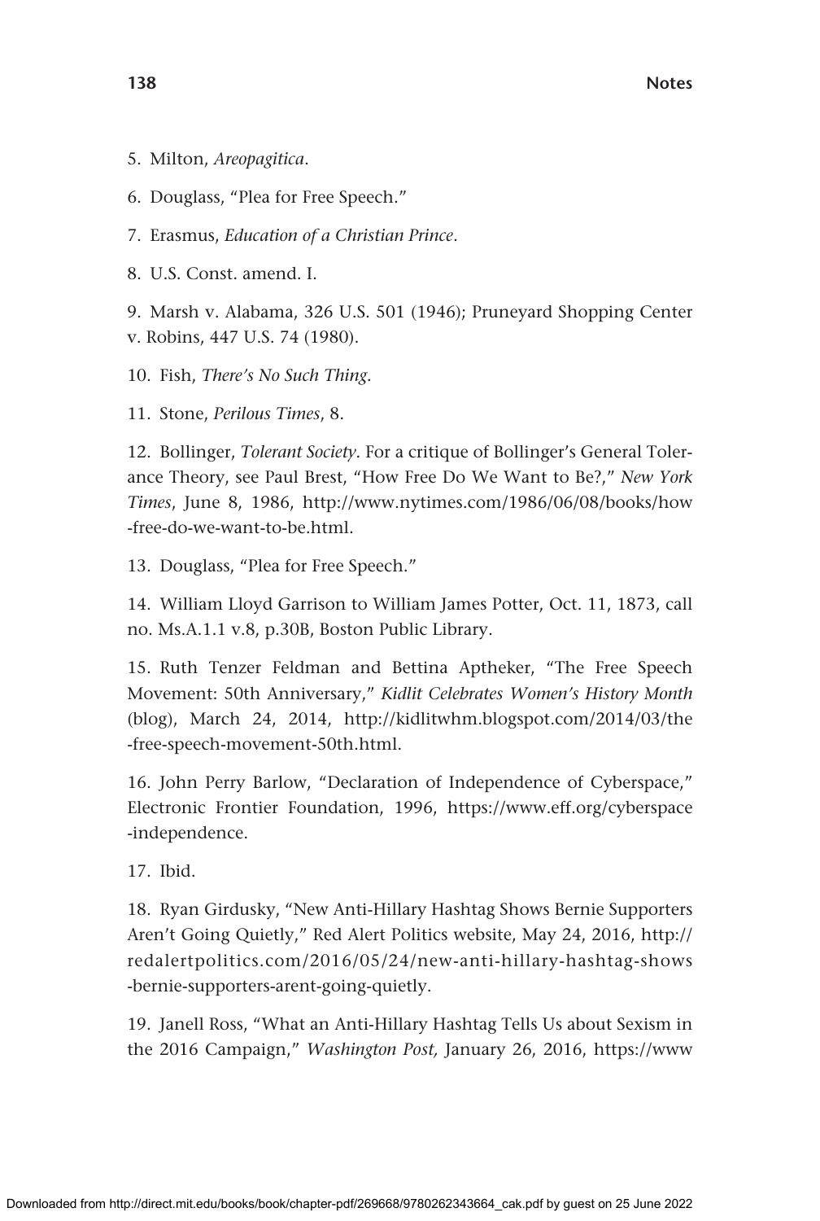5. Milton, *Areopagitica*.

6. Douglass, "Plea for Free Speech."

7. Erasmus, *Education of a Christian Prince*.

8. U.S. Const. amend. I.

9. Marsh v. Alabama, 326 U.S. 501 (1946); Pruneyard Shopping Center v. Robins, 447 U.S. 74 (1980).

10. Fish, *There's No Such Thing.*

11. Stone, *Perilous Times*, 8.

12. Bollinger, *Tolerant Society*. For a critique of Bollinger's General Tolerance Theory, see Paul Brest, "How Free Do We Want to Be?," *New York Times*, June 8, 1986, http://www.nytimes.com/1986/06/08/books/how-free-do-we-want-to-be.html.

13. Douglass, "Plea for Free Speech."

14. William Lloyd Garrison to William James Potter, Oct. 11, 1873, call no. Ms.A.1.1 v.8, p.30B, Boston Public Library.

15. Ruth Tenzer Feldman and Bettina Aptheker, "The Free Speech Movement: 50th Anniversary," *Kidlit Celebrates Women's History Month* (blog), March 24, 2014, http://kidlitwhm.blogspot.com/2014/03/the-free-speech-movement-50th.html.

16. John Perry Barlow, "Declaration of Independence of Cyberspace," Electronic Frontier Foundation, 1996, https://www.eff.org/cyberspace-independence.

17. Ibid.

18. Ryan Girdusky, "New Anti-Hillary Hashtag Shows Bernie Supporters Aren't Going Quietly," Red Alert Politics website, May 24, 2016, http://redalertpolitics.com/2016/05/24/new-anti-hillary-hashtag-shows-bernie-supporters-arent-going-quietly.

19. Janell Ross, "What an Anti-Hillary Hashtag Tells Us about Sexism in the 2016 Campaign," *Washington Post,* January 26, 2016, https://www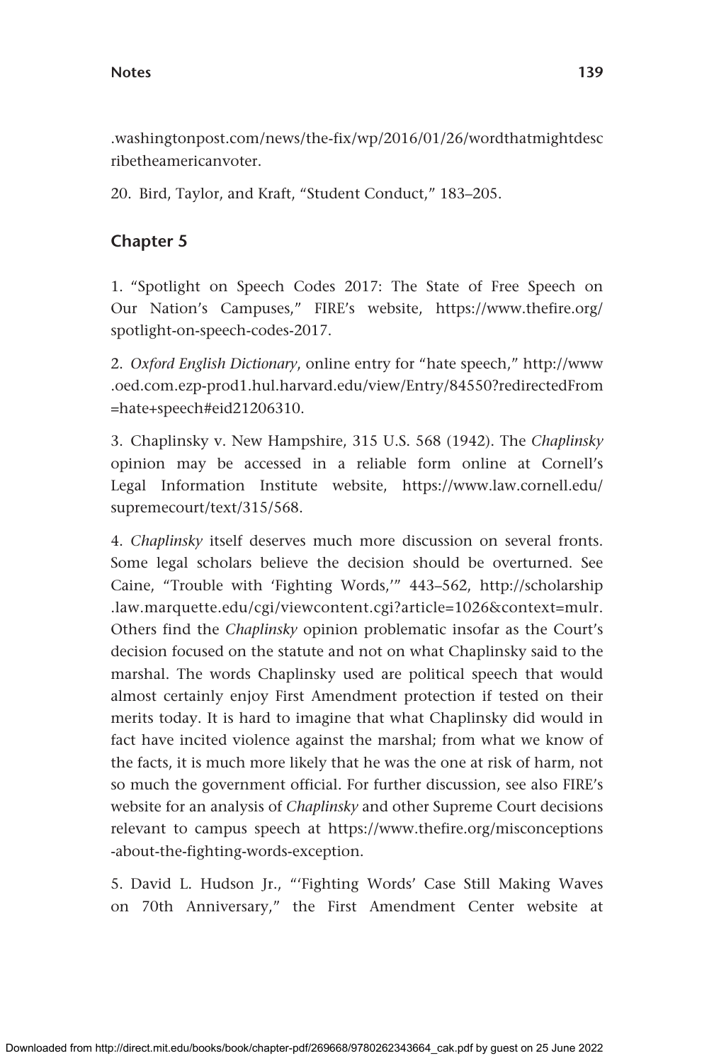.washingtonpost.com/news/the-fix/wp/2016/01/26/wordthatmightdescribetheamericanvoter.

20. Bird, Taylor, and Kraft, "Student Conduct," 183–205.

## Chapter 5

1. "Spotlight on Speech Codes 2017: The State of Free Speech on Our Nation's Campuses," FIRE's website, https://www.thefire.org/spotlight-on-speech-codes-2017.

2. *Oxford English Dictionary*, online entry for "hate speech," http://www.oed.com.ezp-prod1.hul.harvard.edu/view/Entry/84550?redirectedFrom=hate+speech#eid21206310.

3. Chaplinsky v. New Hampshire, 315 U.S. 568 (1942). The *Chaplinsky* opinion may be accessed in a reliable form online at Cornell's Legal Information Institute website, https://www.law.cornell.edu/supremecourt/text/315/568.

4. *Chaplinsky* itself deserves much more discussion on several fronts. Some legal scholars believe the decision should be overturned. See Caine, "Trouble with 'Fighting Words,'" 443–562, http://scholarship.law.marquette.edu/cgi/viewcontent.cgi?article=1026&context=mulr. Others find the *Chaplinsky* opinion problematic insofar as the Court's decision focused on the statute and not on what Chaplinsky said to the marshal. The words Chaplinsky used are political speech that would almost certainly enjoy First Amendment protection if tested on their merits today. It is hard to imagine that what Chaplinsky did would in fact have incited violence against the marshal; from what we know of the facts, it is much more likely that he was the one at risk of harm, not so much the government official. For further discussion, see also FIRE's website for an analysis of *Chaplinsky* and other Supreme Court decisions relevant to campus speech at https://www.thefire.org/misconceptions-about-the-fighting-words-exception.

5. David L. Hudson Jr., "'Fighting Words' Case Still Making Waves on 70th Anniversary," the First Amendment Center website at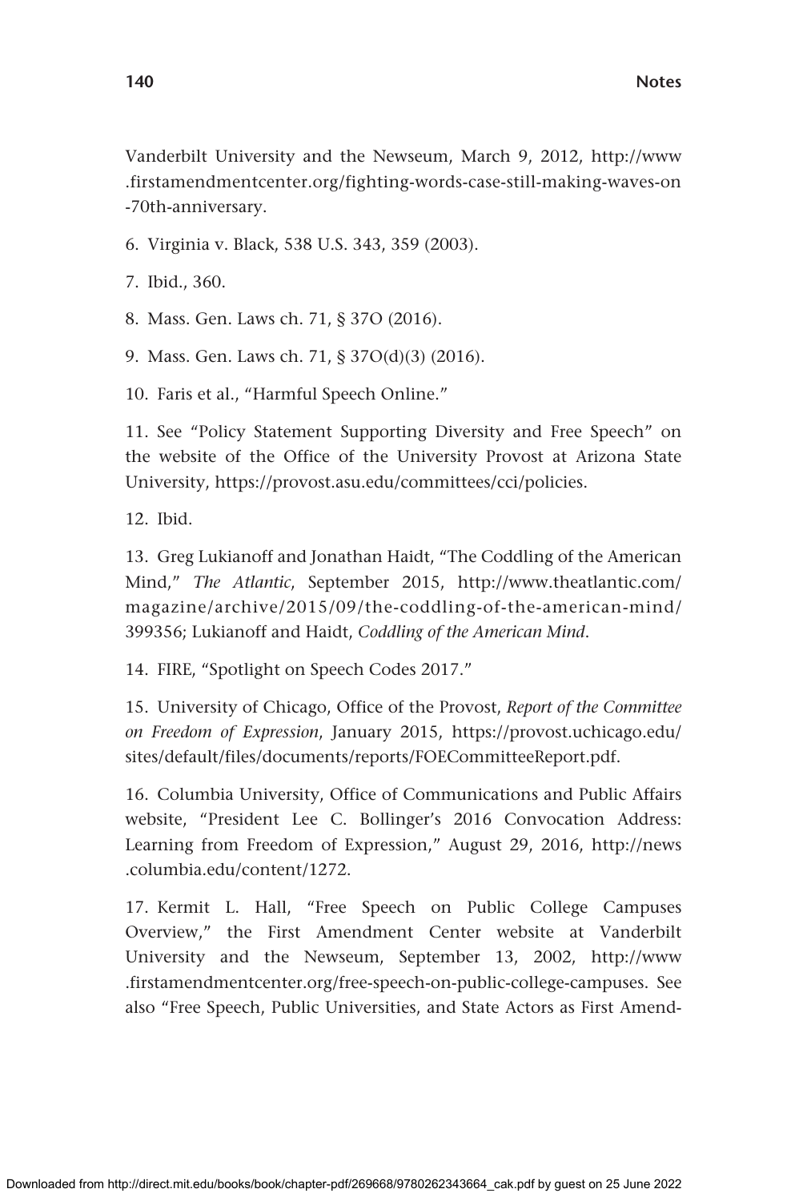Vanderbilt University and the Newseum, March 9, 2012, http://www.firstamendmentcenter.org/fighting-words-case-still-making-waves-on-70th-anniversary.

6. Virginia v. Black, 538 U.S. 343, 359 (2003).

7. Ibid., 360.

8. Mass. Gen. Laws ch. 71, § 37O (2016).

9. Mass. Gen. Laws ch. 71, § 37O(d)(3) (2016).

10. Faris et al., "Harmful Speech Online."

11. See "Policy Statement Supporting Diversity and Free Speech" on the website of the Office of the University Provost at Arizona State University, https://provost.asu.edu/committees/cci/policies.

12. Ibid.

13. Greg Lukianoff and Jonathan Haidt, "The Coddling of the American Mind," *The Atlantic*, September 2015, http://www.theatlantic.com/magazine/archive/2015/09/the-coddling-of-the-american-mind/399356; Lukianoff and Haidt, *Coddling of the American Mind*.

14. FIRE, "Spotlight on Speech Codes 2017."

15. University of Chicago, Office of the Provost, *Report of the Committee on Freedom of Expression*, January 2015, https://provost.uchicago.edu/sites/default/files/documents/reports/FOECommitteeReport.pdf.

16. Columbia University, Office of Communications and Public Affairs website, "President Lee C. Bollinger's 2016 Convocation Address: Learning from Freedom of Expression," August 29, 2016, http://news.columbia.edu/content/1272.

17. Kermit L. Hall, "Free Speech on Public College Campuses Overview," the First Amendment Center website at Vanderbilt University and the Newseum, September 13, 2002, http://www.firstamendmentcenter.org/free-speech-on-public-college-campuses. See also "Free Speech, Public Universities, and State Actors as First Amend-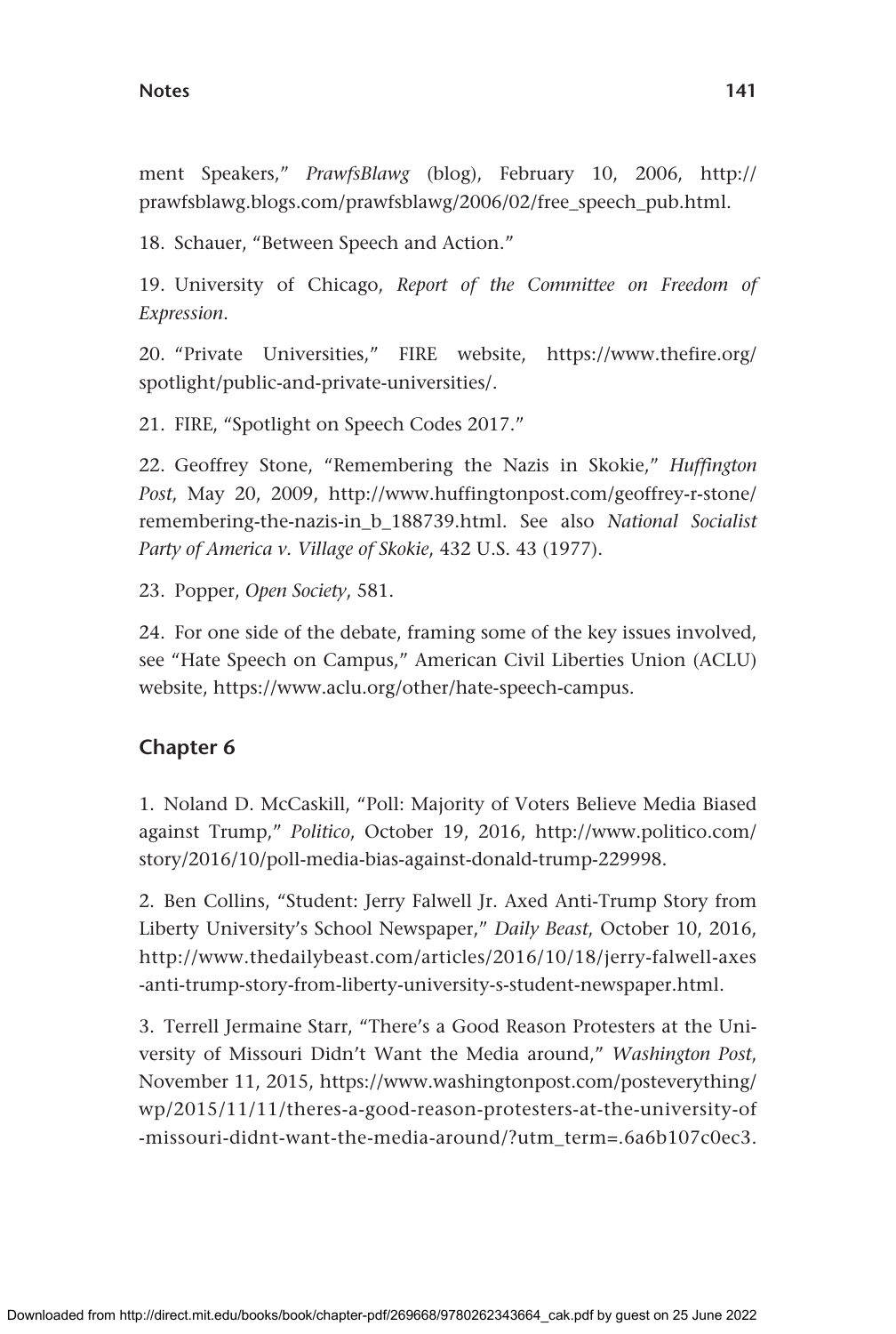ment Speakers," *PrawfsBlawg* (blog), February 10, 2006, http://prawfsblawg.blogs.com/prawfsblawg/2006/02/free_speech_pub.html.

18. Schauer, "Between Speech and Action."

19. University of Chicago, *Report of the Committee on Freedom of Expression*.

20. "Private Universities," FIRE website, https://www.thefire.org/spotlight/public-and-private-universities/.

21. FIRE, "Spotlight on Speech Codes 2017."

22. Geoffrey Stone, "Remembering the Nazis in Skokie," *Huffington Post*, May 20, 2009, http://www.huffingtonpost.com/geoffrey-r-stone/remembering-the-nazis-in_b_188739.html. See also *National Socialist Party of America v. Village of Skokie*, 432 U.S. 43 (1977).

23. Popper, *Open Society*, 581.

24. For one side of the debate, framing some of the key issues involved, see "Hate Speech on Campus," American Civil Liberties Union (ACLU) website, https://www.aclu.org/other/hate-speech-campus.

## Chapter 6

1. Noland D. McCaskill, "Poll: Majority of Voters Believe Media Biased against Trump," *Politico*, October 19, 2016, http://www.politico.com/story/2016/10/poll-media-bias-against-donald-trump-229998.

2. Ben Collins, "Student: Jerry Falwell Jr. Axed Anti-Trump Story from Liberty University's School Newspaper," *Daily Beast*, October 10, 2016, http://www.thedailybeast.com/articles/2016/10/18/jerry-falwell-axes-anti-trump-story-from-liberty-university-s-student-newspaper.html.

3. Terrell Jermaine Starr, "There's a Good Reason Protesters at the University of Missouri Didn't Want the Media around," *Washington Post*, November 11, 2015, https://www.washingtonpost.com/posteverything/wp/2015/11/11/theres-a-good-reason-protesters-at-the-university-of-missouri-didnt-want-the-media-around/?utm_term=.6a6b107c0ec3.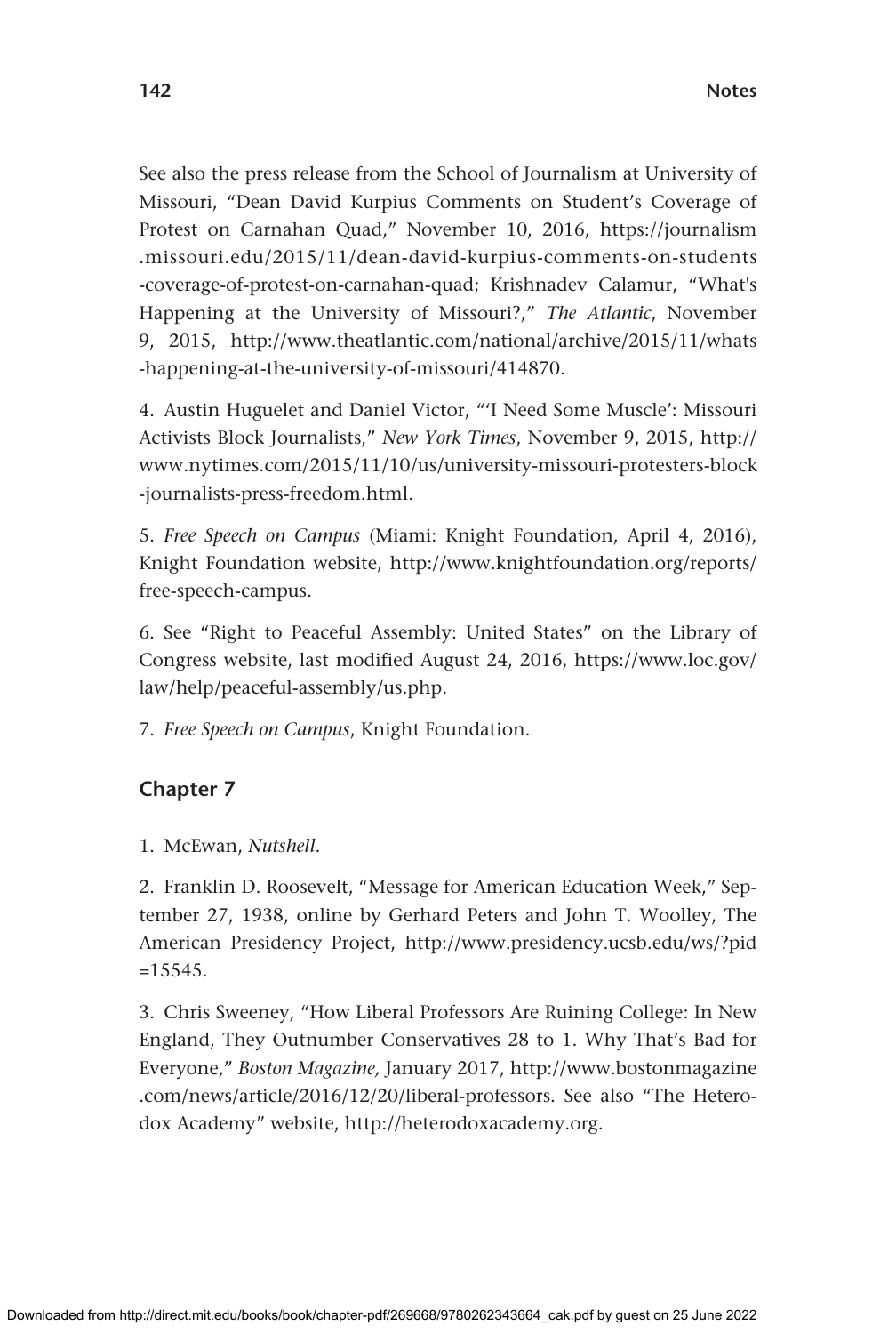See also the press release from the School of Journalism at University of Missouri, "Dean David Kurpius Comments on Student's Coverage of Protest on Carnahan Quad," November 10, 2016, https://journalism.missouri.edu/2015/11/dean-david-kurpius-comments-on-students-coverage-of-protest-on-carnahan-quad; Krishnadev Calamur, "What's Happening at the University of Missouri?," *The Atlantic*, November 9, 2015, http://www.theatlantic.com/national/archive/2015/11/whats-happening-at-the-university-of-missouri/414870.

4. Austin Huguelet and Daniel Victor, "'I Need Some Muscle': Missouri Activists Block Journalists," *New York Times*, November 9, 2015, http://www.nytimes.com/2015/11/10/us/university-missouri-protesters-block-journalists-press-freedom.html.

5. *Free Speech on Campus* (Miami: Knight Foundation, April 4, 2016), Knight Foundation website, http://www.knightfoundation.org/reports/free-speech-campus.

6. See "Right to Peaceful Assembly: United States" on the Library of Congress website, last modified August 24, 2016, https://www.loc.gov/law/help/peaceful-assembly/us.php.

7. *Free Speech on Campus*, Knight Foundation.

## Chapter 7

1. McEwan, *Nutshell*.

2. Franklin D. Roosevelt, "Message for American Education Week," September 27, 1938, online by Gerhard Peters and John T. Woolley, The American Presidency Project, http://www.presidency.ucsb.edu/ws/?pid=15545.

3. Chris Sweeney, "How Liberal Professors Are Ruining College: In New England, They Outnumber Conservatives 28 to 1. Why That's Bad for Everyone," *Boston Magazine,* January 2017, http://www.bostonmagazine.com/news/article/2016/12/20/liberal-professors. See also "The Heterodox Academy" website, http://heterodoxacademy.org.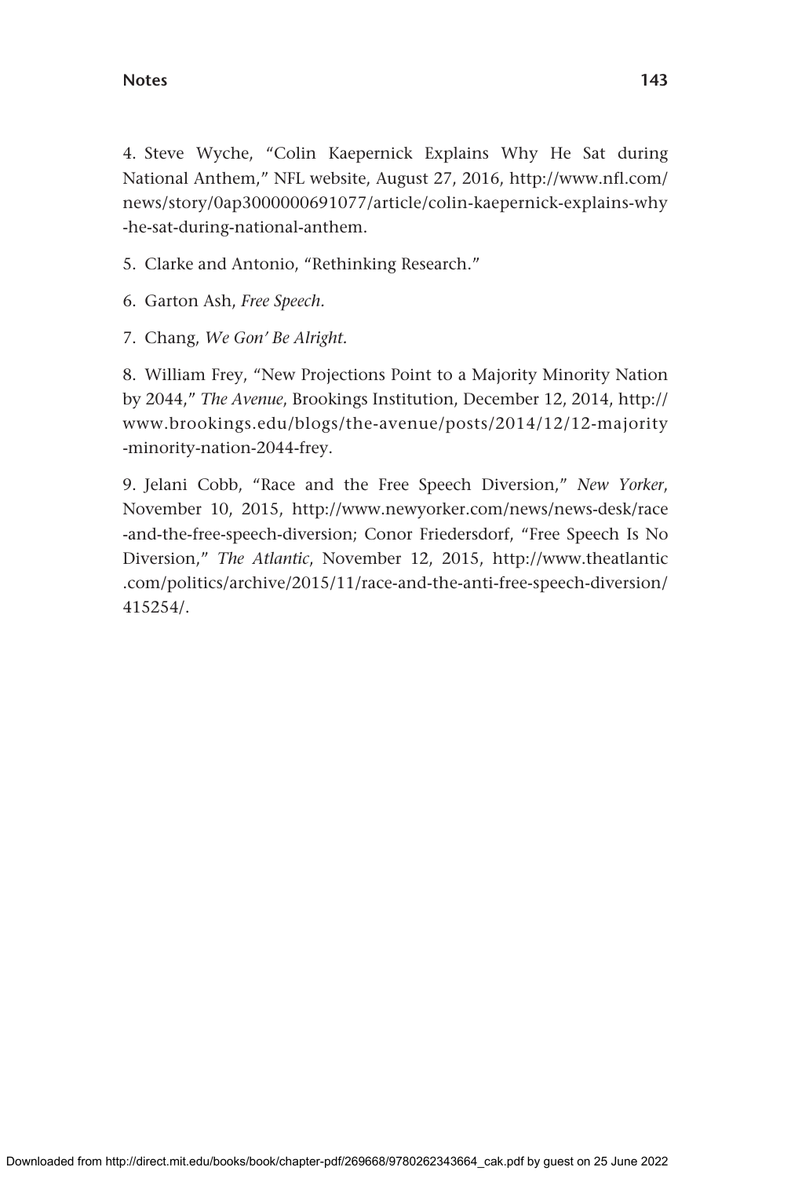4. Steve Wyche, "Colin Kaepernick Explains Why He Sat during National Anthem," NFL website, August 27, 2016, http://www.nfl.com/news/story/0ap3000000691077/article/colin-kaepernick-explains-why-he-sat-during-national-anthem.

5. Clarke and Antonio, "Rethinking Research."

6. Garton Ash, *Free Speech*.

7. Chang, *We Gon' Be Alright*.

8. William Frey, "New Projections Point to a Majority Minority Nation by 2044," *The Avenue*, Brookings Institution, December 12, 2014, http://www.brookings.edu/blogs/the-avenue/posts/2014/12/12-majority-minority-nation-2044-frey.

9. Jelani Cobb, "Race and the Free Speech Diversion," *New Yorker*, November 10, 2015, http://www.newyorker.com/news/news-desk/race-and-the-free-speech-diversion; Conor Friedersdorf, "Free Speech Is No Diversion," *The Atlantic*, November 12, 2015, http://www.theatlantic.com/politics/archive/2015/11/race-and-the-anti-free-speech-diversion/415254/.